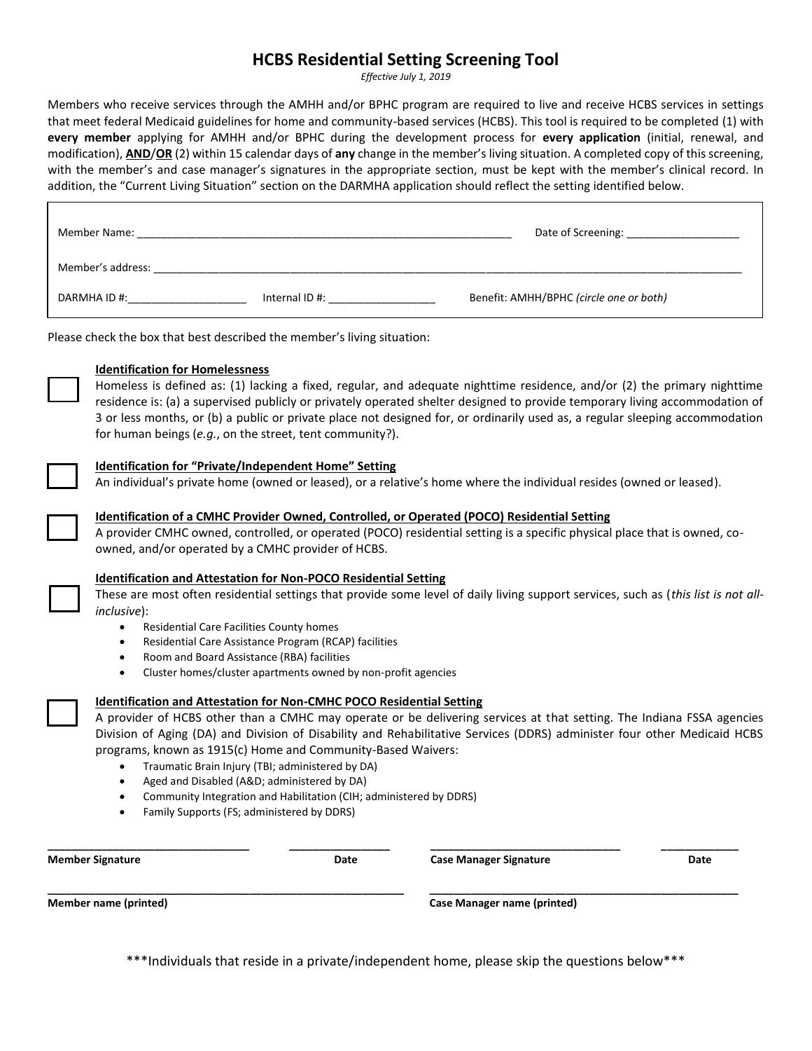# HCBS Residential Setting Screening Tool

*Effective July 1, 2019*

Members who receive services through the AMHH and/or BPHC program are required to live and receive HCBS services in settings that meet federal Medicaid guidelines for home and community-based services (HCBS). This tool is required to be completed (1) with **every member** applying for AMHH and/or BPHC during the development process for **every application** (initial, renewal, and modification), <u>**AND**</u>/<u>**OR**</u> (2) within 15 calendar days of **any** change in the member's living situation. A completed copy of this screening, with the member's and case manager's signatures in the appropriate section, must be kept with the member's clinical record. In addition, the "Current Living Situation" section on the DARMHA application should reflect the setting identified below.

Member Name: ______________________________________________ Date of Screening: __________________

Member's address: ______________________________________________________________________________

DARMHA ID #:____________________ Internal ID #: __________________ Benefit: AMHH/BPHC *(circle one or both)*

Please check the box that best described the member's living situation:

☐ **<u>Identification for Homelessness</u>**
Homeless is defined as: (1) lacking a fixed, regular, and adequate nighttime residence, and/or (2) the primary nighttime residence is: (a) a supervised publicly or privately operated shelter designed to provide temporary living accommodation of 3 or less months, or (b) a public or private place not designed for, or ordinarily used as, a regular sleeping accommodation for human beings (*e.g.*, on the street, tent community?).

☐ **<u>Identification for "Private/Independent Home" Setting</u>**
An individual's private home (owned or leased), or a relative's home where the individual resides (owned or leased).

☐ **<u>Identification of a CMHC Provider Owned, Controlled, or Operated (POCO) Residential Setting</u>**
A provider CMHC owned, controlled, or operated (POCO) residential setting is a specific physical place that is owned, co-owned, and/or operated by a CMHC provider of HCBS.

☐ **<u>Identification and Attestation for Non-POCO Residential Setting</u>**
These are most often residential settings that provide some level of daily living support services, such as (*this list is not all-inclusive*):

- Residential Care Facilities County homes
- Residential Care Assistance Program (RCAP) facilities
- Room and Board Assistance (RBA) facilities
- Cluster homes/cluster apartments owned by non-profit agencies

☐ **<u>Identification and Attestation for Non-CMHC POCO Residential Setting</u>**
A provider of HCBS other than a CMHC may operate or be delivering services at that setting. The Indiana FSSA agencies Division of Aging (DA) and Division of Disability and Rehabilitative Services (DDRS) administer four other Medicaid HCBS programs, known as 1915(c) Home and Community-Based Waivers:

- Traumatic Brain Injury (TBI; administered by DA)
- Aged and Disabled (A&D; administered by DA)
- Community Integration and Habilitation (CIH; administered by DDRS)
- Family Supports (FS; administered by DDRS)

________________________________ ________________ ______________________________ ____________
**Member Signature** **Date** **Case Manager Signature** **Date**

__________________________________________________________ __________________________________________________
**Member name (printed)** **Case Manager name (printed)**

***Individuals that reside in a private/independent home, please skip the questions below***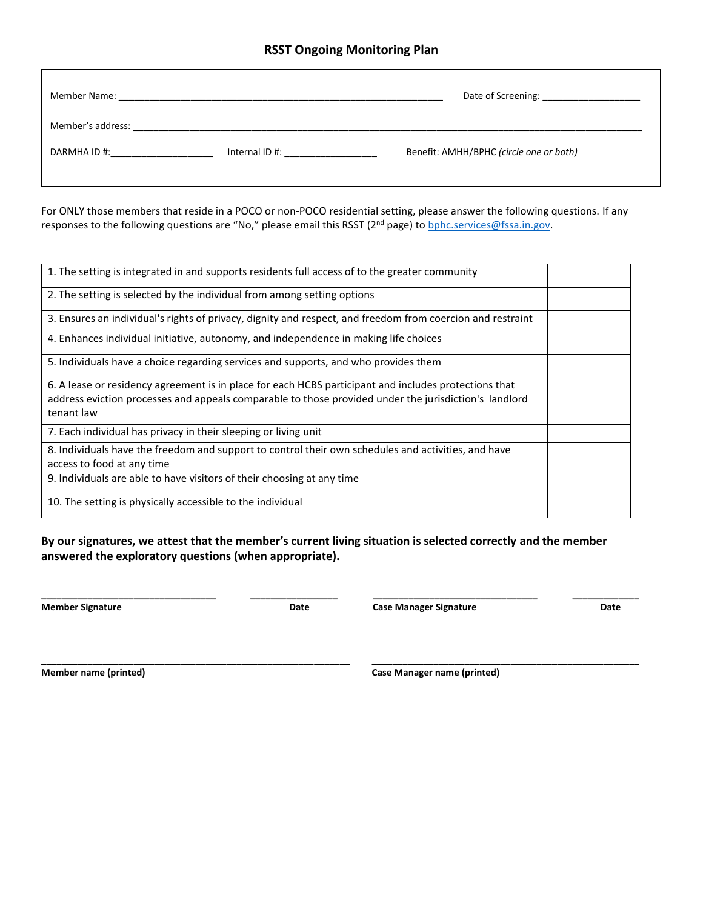# RSST Ongoing Monitoring Plan

Member Name: ______________________________________________ Date of Screening: ________________

Member's address: ________________________________________________________________________________

DARMHA ID #:________________ Internal ID #: ______________ Benefit: AMHH/BPHC *(circle one or both)*

For ONLY those members that reside in a POCO or non-POCO residential setting, please answer the following questions. If any responses to the following questions are "No," please email this RSST (2nd page) to bphc.services@fssa.in.gov.

| | |
|---|---|
| 1. The setting is integrated in and supports residents full access of to the greater community | |
| 2. The setting is selected by the individual from among setting options | |
| 3. Ensures an individual's rights of privacy, dignity and respect, and freedom from coercion and restraint | |
| 4. Enhances individual initiative, autonomy, and independence in making life choices | |
| 5. Individuals have a choice regarding services and supports, and who provides them | |
| 6. A lease or residency agreement is in place for each HCBS participant and includes protections that address eviction processes and appeals comparable to those provided under the jurisdiction's landlord tenant law | |
| 7. Each individual has privacy in their sleeping or living unit | |
| 8. Individuals have the freedom and support to control their own schedules and activities, and have access to food at any time | |
| 9. Individuals are able to have visitors of their choosing at any time | |
| 10. The setting is physically accessible to the individual | |

**By our signatures, we attest that the member's current living situation is selected correctly and the member answered the exploratory questions (when appropriate).**

_______________________ ____________ _______________________ __________
**Member Signature** **Date** **Case Manager Signature** **Date**

_______________________________________ _______________________________________
**Member name (printed)** **Case Manager name (printed)**